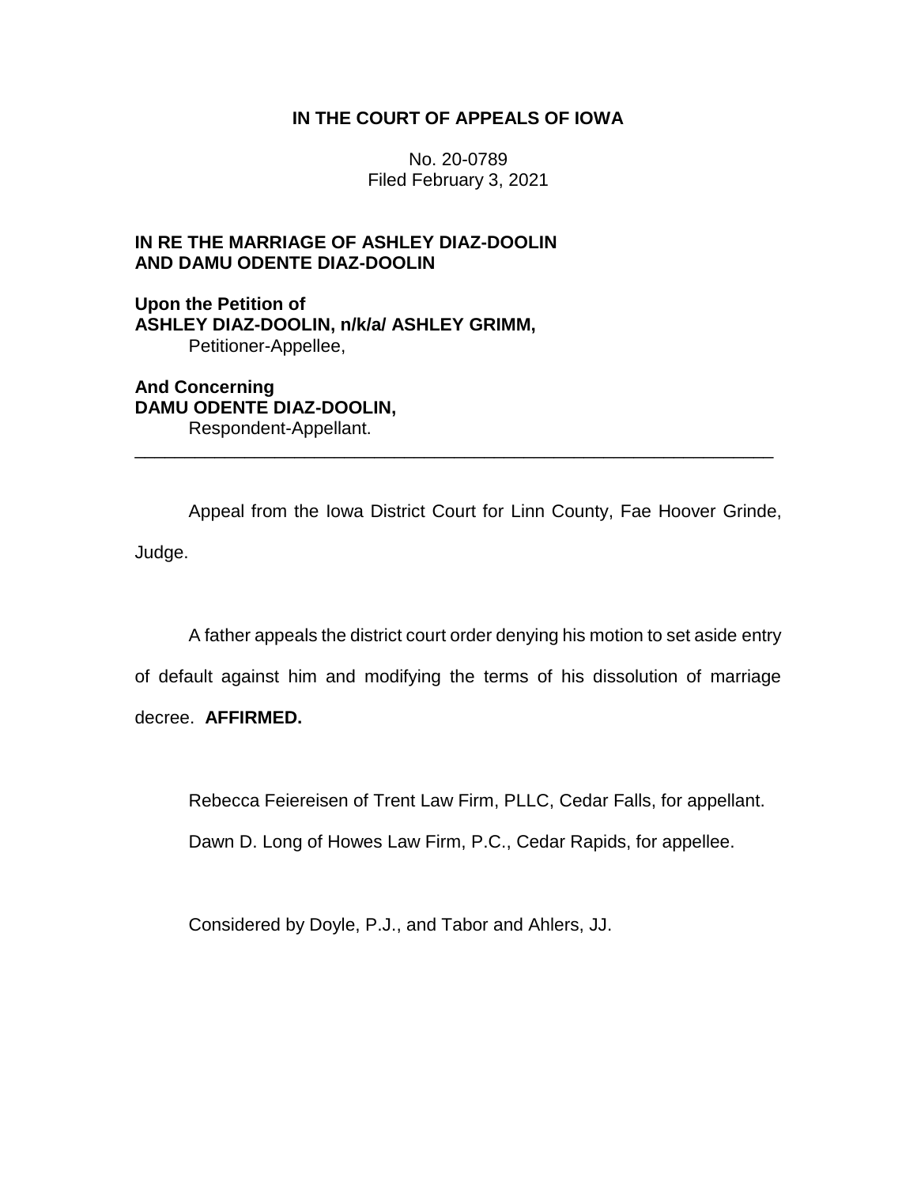**IN THE COURT OF APPEALS OF IOWA**

No. 20-0789
Filed February 3, 2021

**IN RE THE MARRIAGE OF ASHLEY DIAZ-DOOLIN AND DAMU ODENTE DIAZ-DOOLIN**

**Upon the Petition of**
**ASHLEY DIAZ-DOOLIN, n/k/a/ ASHLEY GRIMM,**
Petitioner-Appellee,

**And Concerning**
**DAMU ODENTE DIAZ-DOOLIN,**
Respondent-Appellant.

---

Appeal from the Iowa District Court for Linn County, Fae Hoover Grinde, Judge.

A father appeals the district court order denying his motion to set aside entry of default against him and modifying the terms of his dissolution of marriage decree. **AFFIRMED.**

Rebecca Feiereisen of Trent Law Firm, PLLC, Cedar Falls, for appellant.

Dawn D. Long of Howes Law Firm, P.C., Cedar Rapids, for appellee.

Considered by Doyle, P.J., and Tabor and Ahlers, JJ.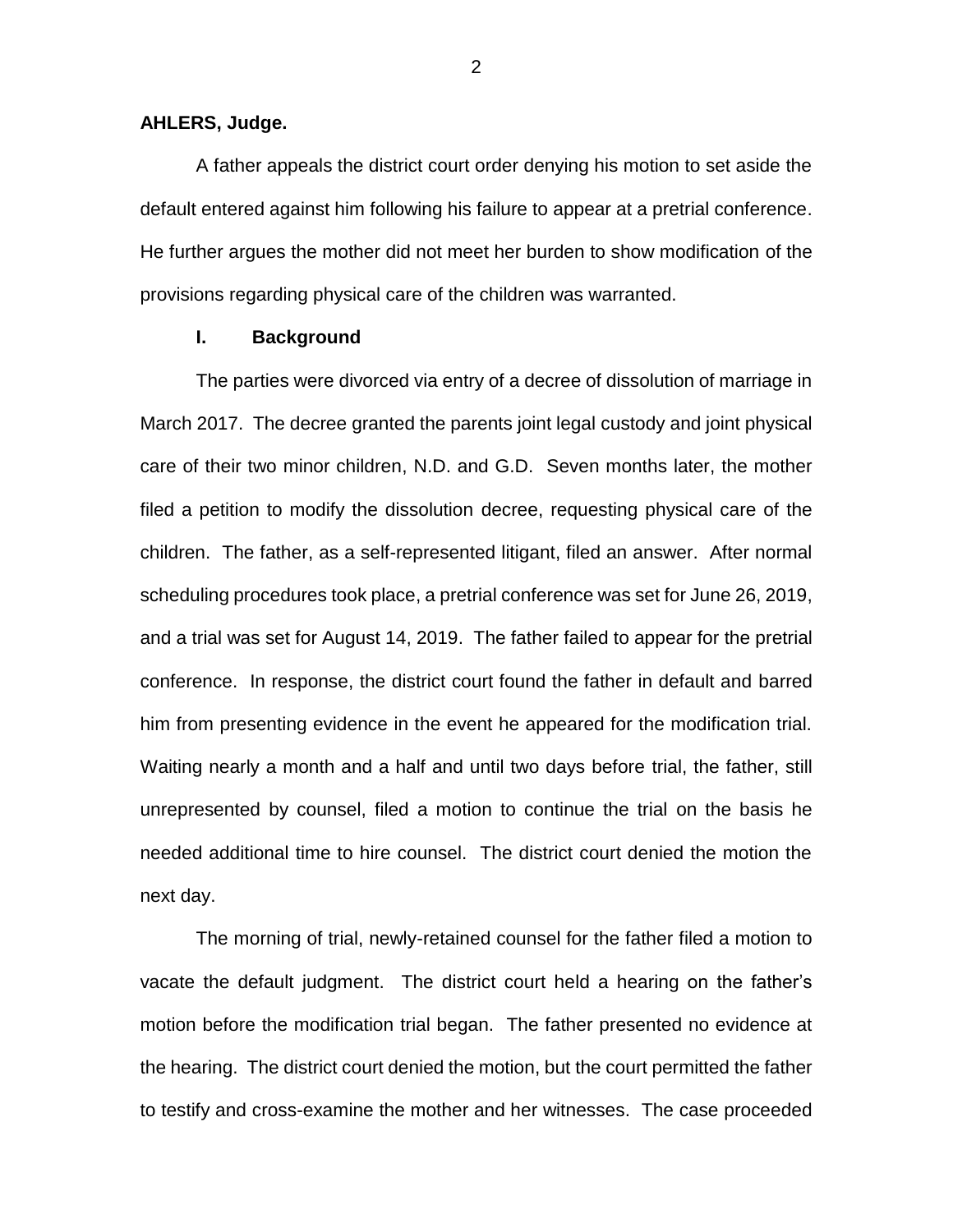**AHLERS, Judge.**

A father appeals the district court order denying his motion to set aside the default entered against him following his failure to appear at a pretrial conference. He further argues the mother did not meet her burden to show modification of the provisions regarding physical care of the children was warranted.

## I. Background

The parties were divorced via entry of a decree of dissolution of marriage in March 2017. The decree granted the parents joint legal custody and joint physical care of their two minor children, N.D. and G.D. Seven months later, the mother filed a petition to modify the dissolution decree, requesting physical care of the children. The father, as a self-represented litigant, filed an answer. After normal scheduling procedures took place, a pretrial conference was set for June 26, 2019, and a trial was set for August 14, 2019. The father failed to appear for the pretrial conference. In response, the district court found the father in default and barred him from presenting evidence in the event he appeared for the modification trial. Waiting nearly a month and a half and until two days before trial, the father, still unrepresented by counsel, filed a motion to continue the trial on the basis he needed additional time to hire counsel. The district court denied the motion the next day.

The morning of trial, newly-retained counsel for the father filed a motion to vacate the default judgment. The district court held a hearing on the father's motion before the modification trial began. The father presented no evidence at the hearing. The district court denied the motion, but the court permitted the father to testify and cross-examine the mother and her witnesses. The case proceeded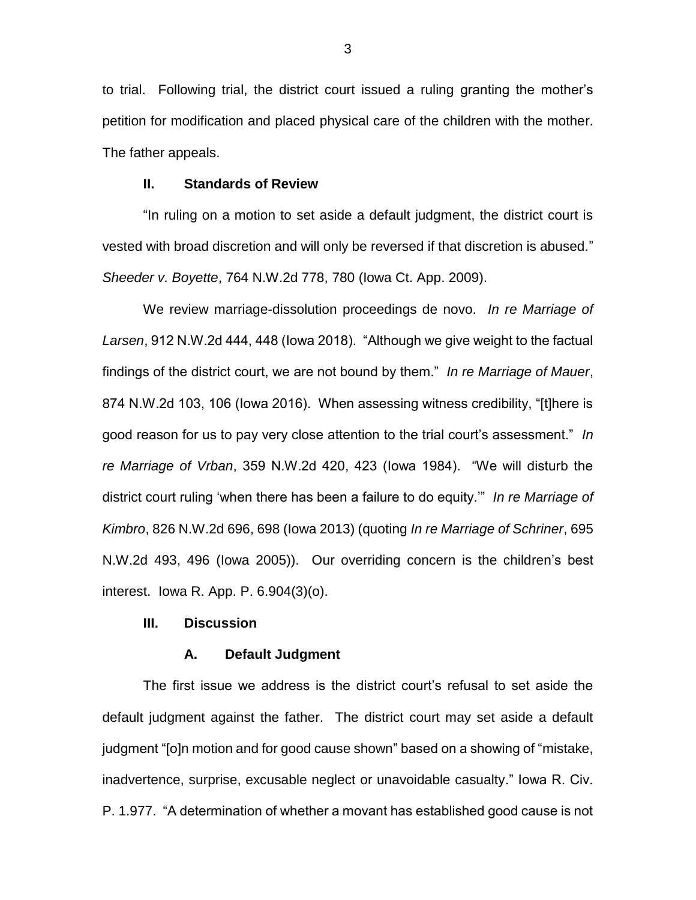to trial. Following trial, the district court issued a ruling granting the mother's petition for modification and placed physical care of the children with the mother. The father appeals.

## II. Standards of Review

"In ruling on a motion to set aside a default judgment, the district court is vested with broad discretion and will only be reversed if that discretion is abused." *Sheeder v. Boyette*, 764 N.W.2d 778, 780 (Iowa Ct. App. 2009).

We review marriage-dissolution proceedings de novo. *In re Marriage of Larsen*, 912 N.W.2d 444, 448 (Iowa 2018). "Although we give weight to the factual findings of the district court, we are not bound by them." *In re Marriage of Mauer*, 874 N.W.2d 103, 106 (Iowa 2016). When assessing witness credibility, "[t]here is good reason for us to pay very close attention to the trial court's assessment." *In re Marriage of Vrban*, 359 N.W.2d 420, 423 (Iowa 1984). "We will disturb the district court ruling 'when there has been a failure to do equity.'" *In re Marriage of Kimbro*, 826 N.W.2d 696, 698 (Iowa 2013) (quoting *In re Marriage of Schriner*, 695 N.W.2d 493, 496 (Iowa 2005)). Our overriding concern is the children's best interest. Iowa R. App. P. 6.904(3)(o).

## III. Discussion

### A. Default Judgment

The first issue we address is the district court's refusal to set aside the default judgment against the father. The district court may set aside a default judgment "[o]n motion and for good cause shown" based on a showing of "mistake, inadvertence, surprise, excusable neglect or unavoidable casualty." Iowa R. Civ. P. 1.977. "A determination of whether a movant has established good cause is not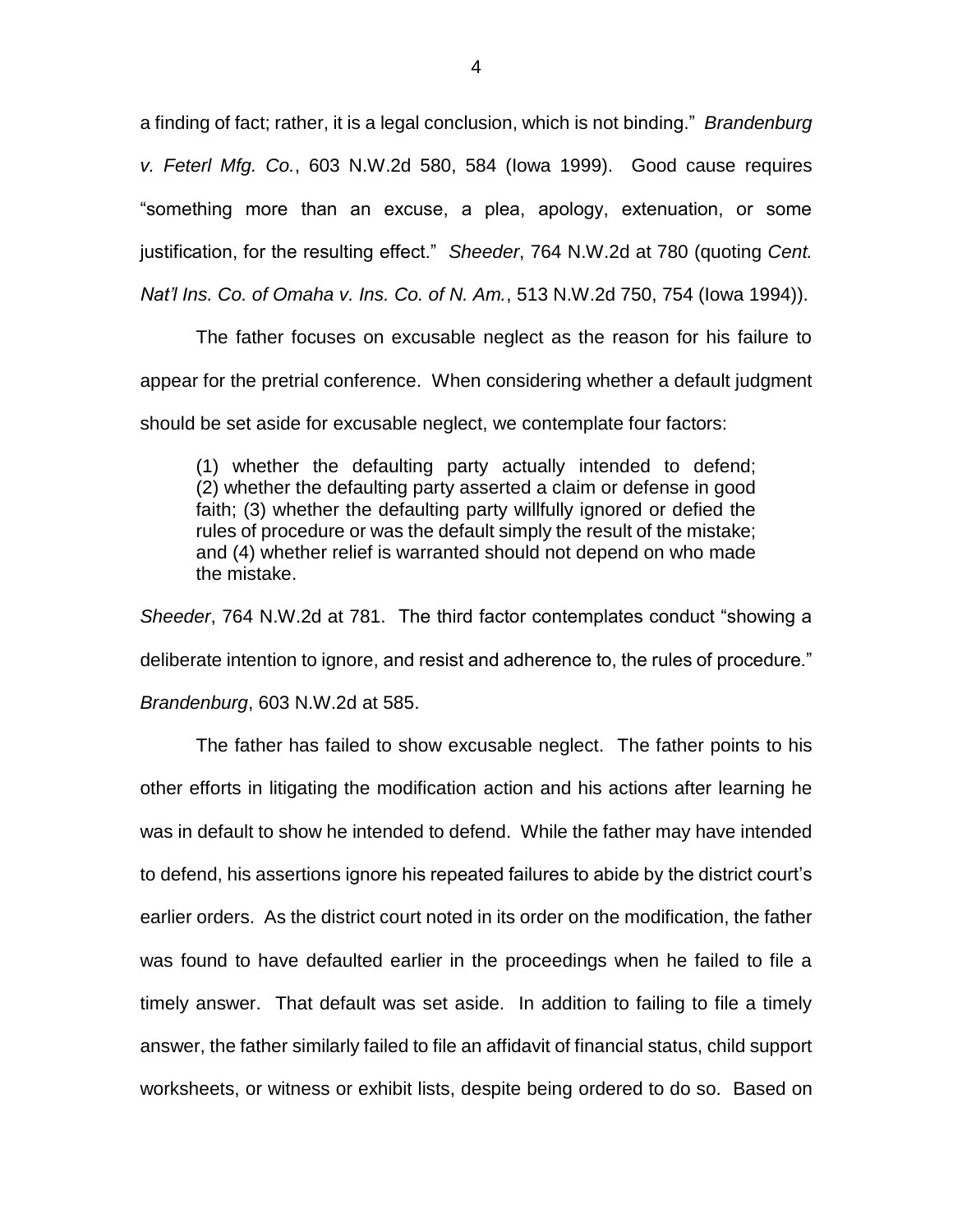a finding of fact; rather, it is a legal conclusion, which is not binding." *Brandenburg v. Feterl Mfg. Co.*, 603 N.W.2d 580, 584 (Iowa 1999). Good cause requires "something more than an excuse, a plea, apology, extenuation, or some justification, for the resulting effect." *Sheeder*, 764 N.W.2d at 780 (quoting *Cent. Nat'l Ins. Co. of Omaha v. Ins. Co. of N. Am.*, 513 N.W.2d 750, 754 (Iowa 1994)).

The father focuses on excusable neglect as the reason for his failure to appear for the pretrial conference. When considering whether a default judgment should be set aside for excusable neglect, we contemplate four factors:

> (1) whether the defaulting party actually intended to defend; (2) whether the defaulting party asserted a claim or defense in good faith; (3) whether the defaulting party willfully ignored or defied the rules of procedure or was the default simply the result of the mistake; and (4) whether relief is warranted should not depend on who made the mistake.

*Sheeder*, 764 N.W.2d at 781. The third factor contemplates conduct "showing a deliberate intention to ignore, and resist and adherence to, the rules of procedure." *Brandenburg*, 603 N.W.2d at 585.

The father has failed to show excusable neglect. The father points to his other efforts in litigating the modification action and his actions after learning he was in default to show he intended to defend. While the father may have intended to defend, his assertions ignore his repeated failures to abide by the district court's earlier orders. As the district court noted in its order on the modification, the father was found to have defaulted earlier in the proceedings when he failed to file a timely answer. That default was set aside. In addition to failing to file a timely answer, the father similarly failed to file an affidavit of financial status, child support worksheets, or witness or exhibit lists, despite being ordered to do so. Based on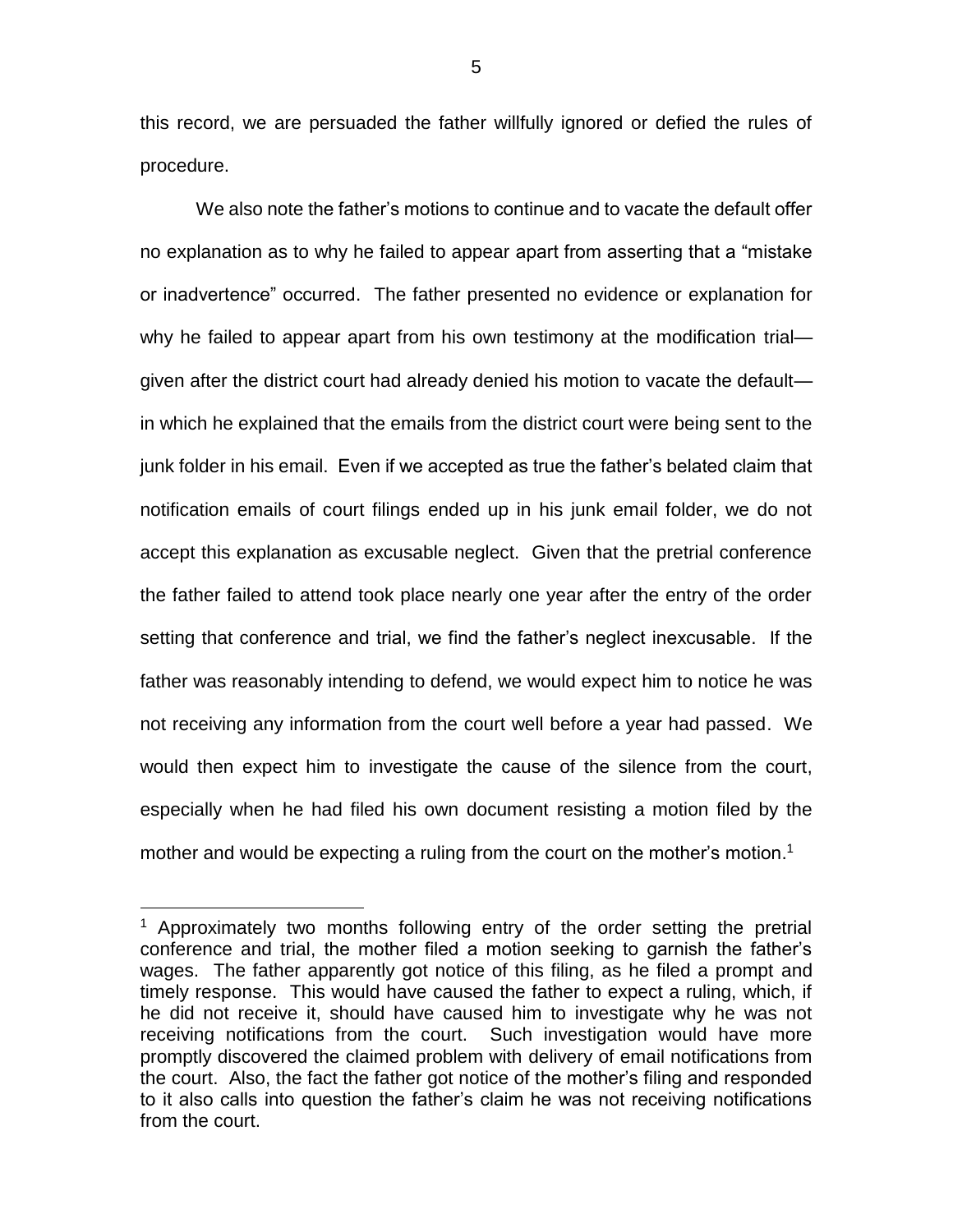this record, we are persuaded the father willfully ignored or defied the rules of procedure.

We also note the father's motions to continue and to vacate the default offer no explanation as to why he failed to appear apart from asserting that a "mistake or inadvertence" occurred. The father presented no evidence or explanation for why he failed to appear apart from his own testimony at the modification trial—given after the district court had already denied his motion to vacate the default—in which he explained that the emails from the district court were being sent to the junk folder in his email. Even if we accepted as true the father's belated claim that notification emails of court filings ended up in his junk email folder, we do not accept this explanation as excusable neglect. Given that the pretrial conference the father failed to attend took place nearly one year after the entry of the order setting that conference and trial, we find the father's neglect inexcusable. If the father was reasonably intending to defend, we would expect him to notice he was not receiving any information from the court well before a year had passed. We would then expect him to investigate the cause of the silence from the court, especially when he had filed his own document resisting a motion filed by the mother and would be expecting a ruling from the court on the mother's motion.[1]

[1] Approximately two months following entry of the order setting the pretrial conference and trial, the mother filed a motion seeking to garnish the father's wages. The father apparently got notice of this filing, as he filed a prompt and timely response. This would have caused the father to expect a ruling, which, if he did not receive it, should have caused him to investigate why he was not receiving notifications from the court. Such investigation would have more promptly discovered the claimed problem with delivery of email notifications from the court. Also, the fact the father got notice of the mother's filing and responded to it also calls into question the father's claim he was not receiving notifications from the court.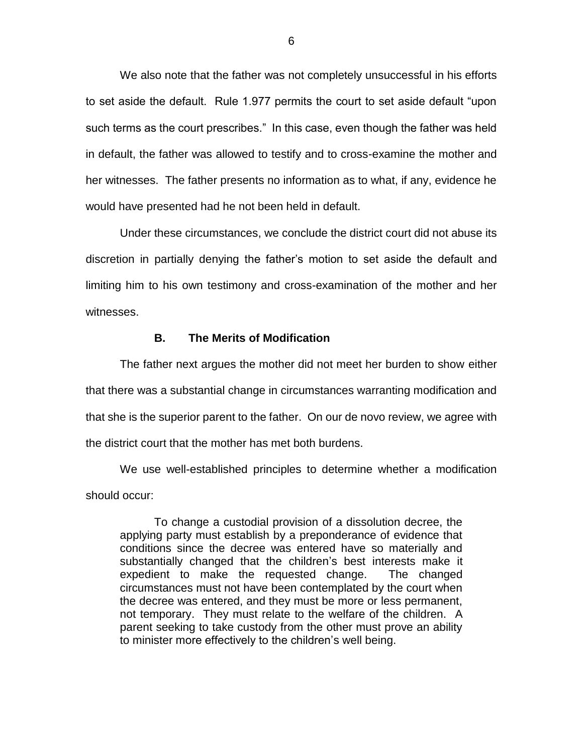We also note that the father was not completely unsuccessful in his efforts to set aside the default. Rule 1.977 permits the court to set aside default "upon such terms as the court prescribes." In this case, even though the father was held in default, the father was allowed to testify and to cross-examine the mother and her witnesses. The father presents no information as to what, if any, evidence he would have presented had he not been held in default.

Under these circumstances, we conclude the district court did not abuse its discretion in partially denying the father's motion to set aside the default and limiting him to his own testimony and cross-examination of the mother and her witnesses.

### B. The Merits of Modification

The father next argues the mother did not meet her burden to show either that there was a substantial change in circumstances warranting modification and that she is the superior parent to the father. On our de novo review, we agree with the district court that the mother has met both burdens.

We use well-established principles to determine whether a modification should occur:

> To change a custodial provision of a dissolution decree, the applying party must establish by a preponderance of evidence that conditions since the decree was entered have so materially and substantially changed that the children's best interests make it expedient to make the requested change. The changed circumstances must not have been contemplated by the court when the decree was entered, and they must be more or less permanent, not temporary. They must relate to the welfare of the children. A parent seeking to take custody from the other must prove an ability to minister more effectively to the children's well being.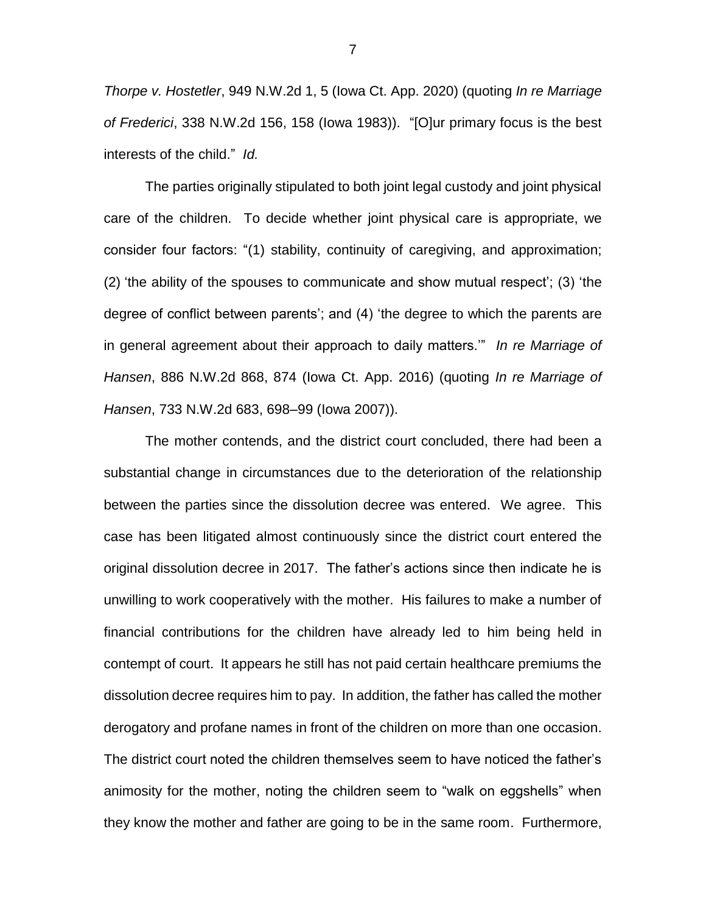*Thorpe v. Hostetler*, 949 N.W.2d 1, 5 (Iowa Ct. App. 2020) (quoting *In re Marriage of Frederici*, 338 N.W.2d 156, 158 (Iowa 1983)). "[O]ur primary focus is the best interests of the child." *Id.*

The parties originally stipulated to both joint legal custody and joint physical care of the children. To decide whether joint physical care is appropriate, we consider four factors: "(1) stability, continuity of caregiving, and approximation; (2) 'the ability of the spouses to communicate and show mutual respect'; (3) 'the degree of conflict between parents'; and (4) 'the degree to which the parents are in general agreement about their approach to daily matters.'" *In re Marriage of Hansen*, 886 N.W.2d 868, 874 (Iowa Ct. App. 2016) (quoting *In re Marriage of Hansen*, 733 N.W.2d 683, 698–99 (Iowa 2007)).

The mother contends, and the district court concluded, there had been a substantial change in circumstances due to the deterioration of the relationship between the parties since the dissolution decree was entered. We agree. This case has been litigated almost continuously since the district court entered the original dissolution decree in 2017. The father's actions since then indicate he is unwilling to work cooperatively with the mother. His failures to make a number of financial contributions for the children have already led to him being held in contempt of court. It appears he still has not paid certain healthcare premiums the dissolution decree requires him to pay. In addition, the father has called the mother derogatory and profane names in front of the children on more than one occasion. The district court noted the children themselves seem to have noticed the father's animosity for the mother, noting the children seem to "walk on eggshells" when they know the mother and father are going to be in the same room. Furthermore,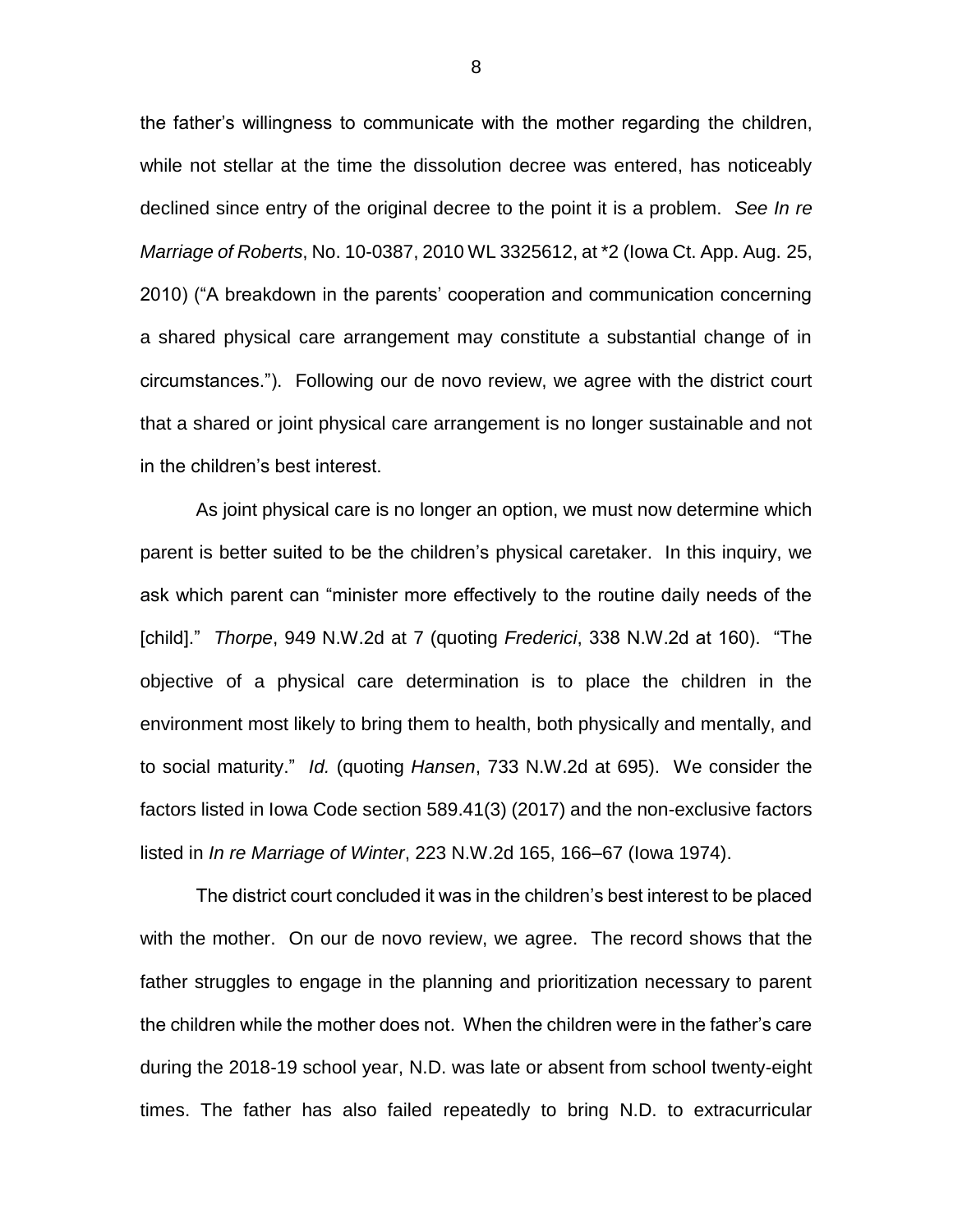the father's willingness to communicate with the mother regarding the children, while not stellar at the time the dissolution decree was entered, has noticeably declined since entry of the original decree to the point it is a problem. *See In re Marriage of Roberts*, No. 10-0387, 2010 WL 3325612, at *2 (Iowa Ct. App. Aug. 25, 2010) ("A breakdown in the parents' cooperation and communication concerning a shared physical care arrangement may constitute a substantial change of in circumstances."). Following our de novo review, we agree with the district court that a shared or joint physical care arrangement is no longer sustainable and not in the children's best interest.

As joint physical care is no longer an option, we must now determine which parent is better suited to be the children's physical caretaker. In this inquiry, we ask which parent can "minister more effectively to the routine daily needs of the [child]." *Thorpe*, 949 N.W.2d at 7 (quoting *Frederici*, 338 N.W.2d at 160). "The objective of a physical care determination is to place the children in the environment most likely to bring them to health, both physically and mentally, and to social maturity." *Id.* (quoting *Hansen*, 733 N.W.2d at 695). We consider the factors listed in Iowa Code section 589.41(3) (2017) and the non-exclusive factors listed in *In re Marriage of Winter*, 223 N.W.2d 165, 166–67 (Iowa 1974).

The district court concluded it was in the children's best interest to be placed with the mother. On our de novo review, we agree. The record shows that the father struggles to engage in the planning and prioritization necessary to parent the children while the mother does not. When the children were in the father's care during the 2018-19 school year, N.D. was late or absent from school twenty-eight times. The father has also failed repeatedly to bring N.D. to extracurricular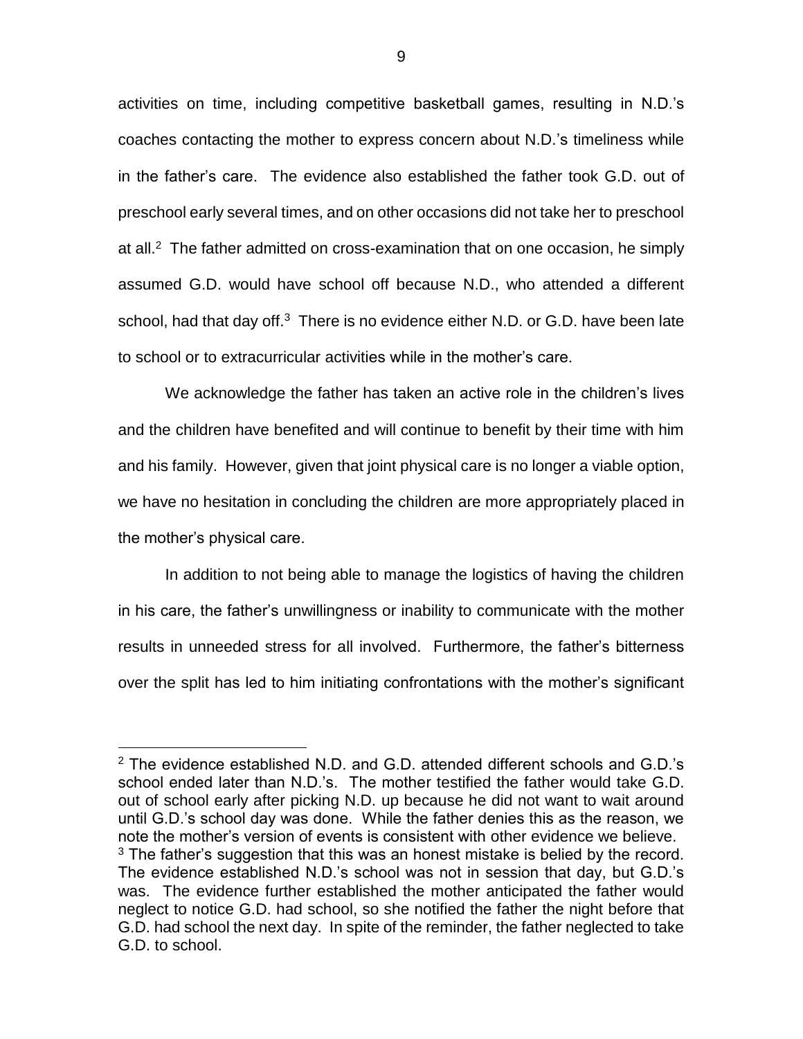activities on time, including competitive basketball games, resulting in N.D.'s coaches contacting the mother to express concern about N.D.'s timeliness while in the father's care. The evidence also established the father took G.D. out of preschool early several times, and on other occasions did not take her to preschool at all.[2] The father admitted on cross-examination that on one occasion, he simply assumed G.D. would have school off because N.D., who attended a different school, had that day off.[3] There is no evidence either N.D. or G.D. have been late to school or to extracurricular activities while in the mother's care.

We acknowledge the father has taken an active role in the children's lives and the children have benefited and will continue to benefit by their time with him and his family. However, given that joint physical care is no longer a viable option, we have no hesitation in concluding the children are more appropriately placed in the mother's physical care.

In addition to not being able to manage the logistics of having the children in his care, the father's unwillingness or inability to communicate with the mother results in unneeded stress for all involved. Furthermore, the father's bitterness over the split has led to him initiating confrontations with the mother's significant

---

[2] The evidence established N.D. and G.D. attended different schools and G.D.'s school ended later than N.D.'s. The mother testified the father would take G.D. out of school early after picking N.D. up because he did not want to wait around until G.D.'s school day was done. While the father denies this as the reason, we note the mother's version of events is consistent with other evidence we believe.

[3] The father's suggestion that this was an honest mistake is belied by the record. The evidence established N.D.'s school was not in session that day, but G.D.'s was. The evidence further established the mother anticipated the father would neglect to notice G.D. had school, so she notified the father the night before that G.D. had school the next day. In spite of the reminder, the father neglected to take G.D. to school.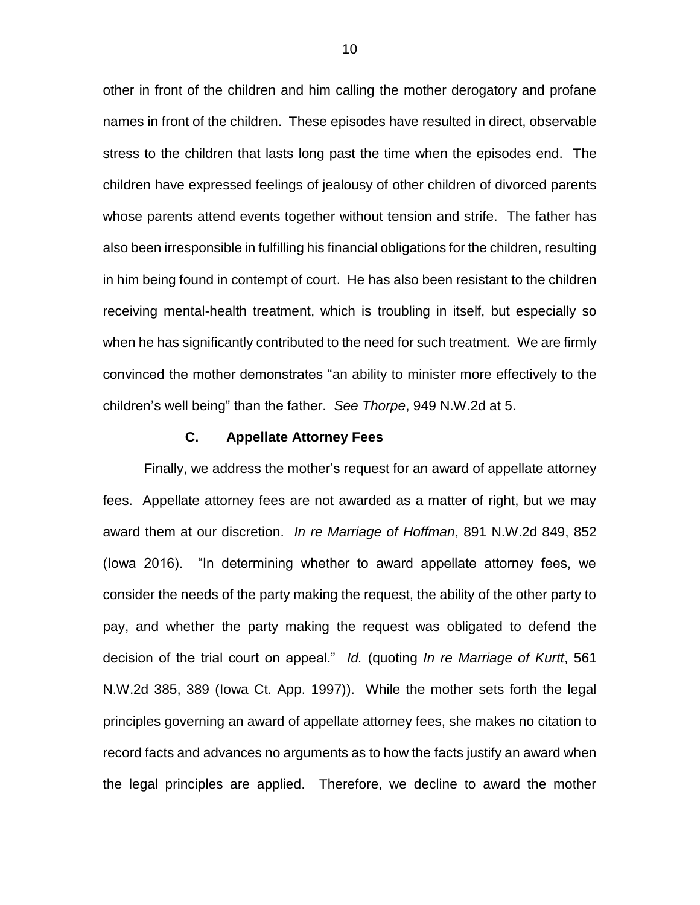other in front of the children and him calling the mother derogatory and profane names in front of the children. These episodes have resulted in direct, observable stress to the children that lasts long past the time when the episodes end. The children have expressed feelings of jealousy of other children of divorced parents whose parents attend events together without tension and strife. The father has also been irresponsible in fulfilling his financial obligations for the children, resulting in him being found in contempt of court. He has also been resistant to the children receiving mental-health treatment, which is troubling in itself, but especially so when he has significantly contributed to the need for such treatment. We are firmly convinced the mother demonstrates "an ability to minister more effectively to the children's well being" than the father. *See Thorpe*, 949 N.W.2d at 5.

### C. Appellate Attorney Fees

Finally, we address the mother's request for an award of appellate attorney fees. Appellate attorney fees are not awarded as a matter of right, but we may award them at our discretion. *In re Marriage of Hoffman*, 891 N.W.2d 849, 852 (Iowa 2016). "In determining whether to award appellate attorney fees, we consider the needs of the party making the request, the ability of the other party to pay, and whether the party making the request was obligated to defend the decision of the trial court on appeal." *Id.* (quoting *In re Marriage of Kurtt*, 561 N.W.2d 385, 389 (Iowa Ct. App. 1997)). While the mother sets forth the legal principles governing an award of appellate attorney fees, she makes no citation to record facts and advances no arguments as to how the facts justify an award when the legal principles are applied. Therefore, we decline to award the mother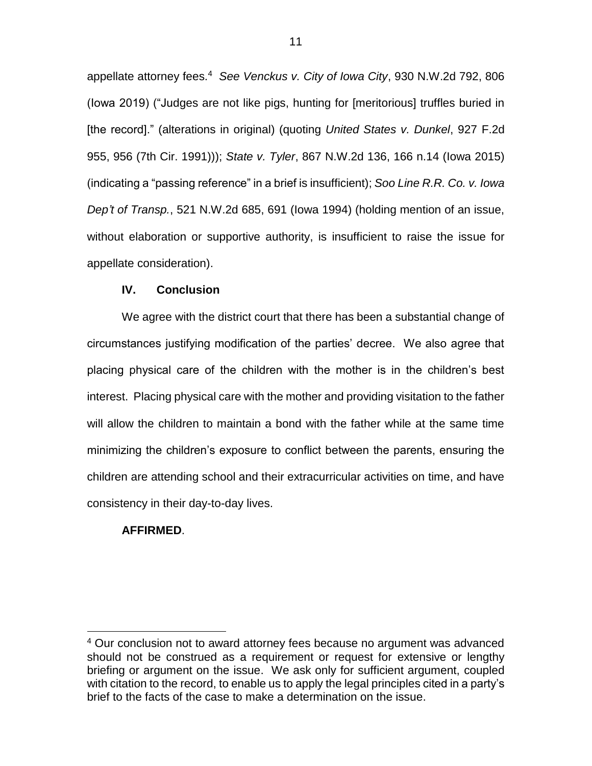appellate attorney fees.[4] *See Venckus v. City of Iowa City*, 930 N.W.2d 792, 806 (Iowa 2019) ("Judges are not like pigs, hunting for [meritorious] truffles buried in [the record]." (alterations in original) (quoting *United States v. Dunkel*, 927 F.2d 955, 956 (7th Cir. 1991))); *State v. Tyler*, 867 N.W.2d 136, 166 n.14 (Iowa 2015) (indicating a "passing reference" in a brief is insufficient); *Soo Line R.R. Co. v. Iowa Dep't of Transp.*, 521 N.W.2d 685, 691 (Iowa 1994) (holding mention of an issue, without elaboration or supportive authority, is insufficient to raise the issue for appellate consideration).

## IV. Conclusion

We agree with the district court that there has been a substantial change of circumstances justifying modification of the parties' decree. We also agree that placing physical care of the children with the mother is in the children's best interest. Placing physical care with the mother and providing visitation to the father will allow the children to maintain a bond with the father while at the same time minimizing the children's exposure to conflict between the parents, ensuring the children are attending school and their extracurricular activities on time, and have consistency in their day-to-day lives.

**AFFIRMED**.

[4] Our conclusion not to award attorney fees because no argument was advanced should not be construed as a requirement or request for extensive or lengthy briefing or argument on the issue. We ask only for sufficient argument, coupled with citation to the record, to enable us to apply the legal principles cited in a party's brief to the facts of the case to make a determination on the issue.